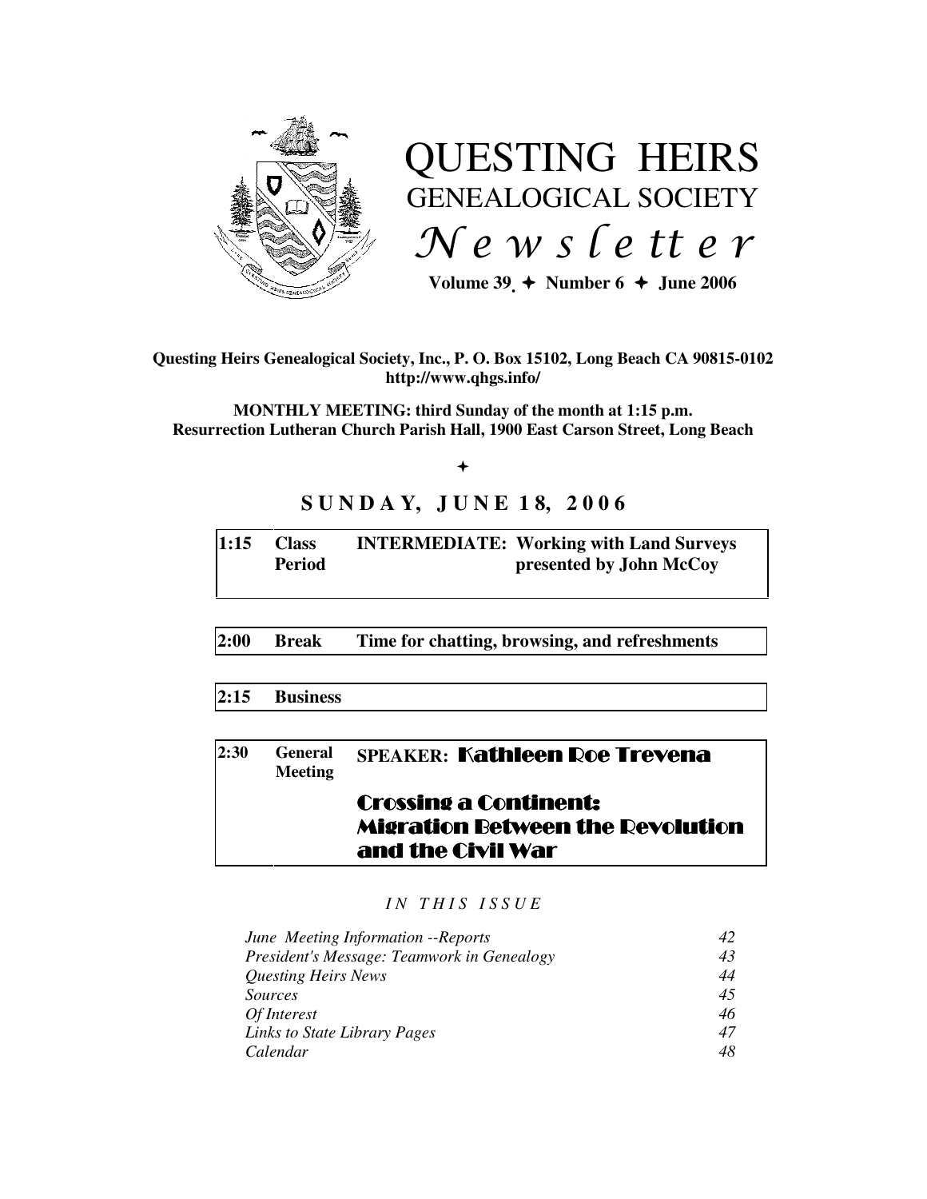# QUESTING HEIRS
## GENEALOGICAL SOCIETY
## *Newsletter*

**Volume 39. ✦ Number 6 ✦ June 2006**

**Questing Heirs Genealogical Society, Inc., P. O. Box 15102, Long Beach CA 90815-0102**
**http://www.qhgs.info/**

**MONTHLY MEETING: third Sunday of the month at 1:15 p.m.**
**Resurrection Lutheran Church Parish Hall, 1900 East Carson Street, Long Beach**

✦

## SUNDAY, JUNE 18, 2006

| | | |
|---|---|---|
| **1:15** | **Class Period** | **INTERMEDIATE: Working with Land Surveys presented by John McCoy** |
| **2:00** | **Break** | **Time for chatting, browsing, and refreshments** |
| **2:15** | **Business** | |
| **2:30** | **General Meeting** | **SPEAKER: Kathleen Roe Trevena** <br> **Crossing a Continent: Migration Between the Revolution and the Civil War** |

*IN THIS ISSUE*

| | |
|---|---|
| *June Meeting Information --Reports* | *42* |
| *President's Message: Teamwork in Genealogy* | *43* |
| *Questing Heirs News* | *44* |
| *Sources* | *45* |
| *Of Interest* | *46* |
| *Links to State Library Pages* | *47* |
| *Calendar* | *48* |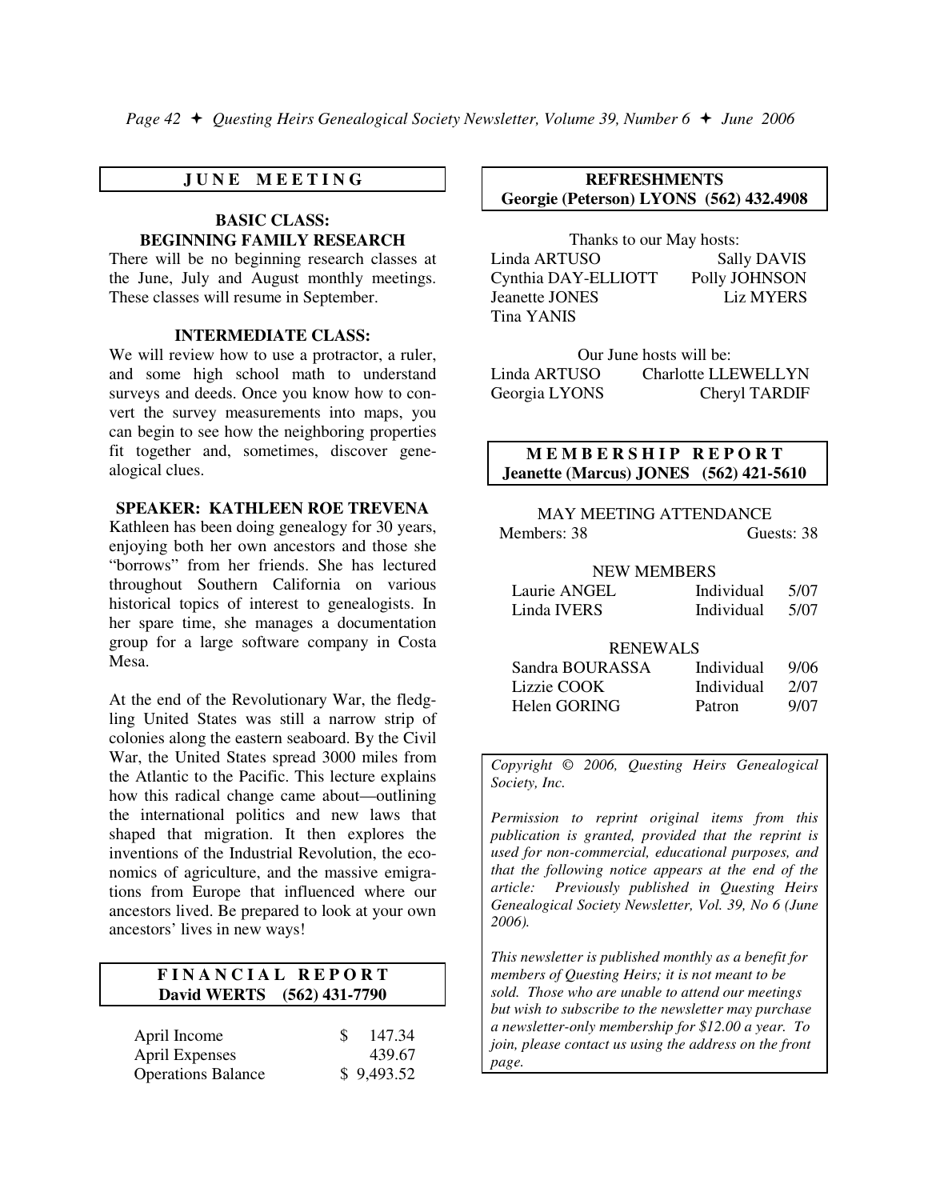## JUNE MEETING

### BASIC CLASS: BEGINNING FAMILY RESEARCH

There will be no beginning research classes at the June, July and August monthly meetings. These classes will resume in September.

### INTERMEDIATE CLASS:

We will review how to use a protractor, a ruler, and some high school math to understand surveys and deeds. Once you know how to convert the survey measurements into maps, you can begin to see how the neighboring properties fit together and, sometimes, discover genealogical clues.

### SPEAKER: KATHLEEN ROE TREVENA

Kathleen has been doing genealogy for 30 years, enjoying both her own ancestors and those she "borrows" from her friends. She has lectured throughout Southern California on various historical topics of interest to genealogists. In her spare time, she manages a documentation group for a large software company in Costa Mesa.

At the end of the Revolutionary War, the fledgling United States was still a narrow strip of colonies along the eastern seaboard. By the Civil War, the United States spread 3000 miles from the Atlantic to the Pacific. This lecture explains how this radical change came about—outlining the international politics and new laws that shaped that migration. It then explores the inventions of the Industrial Revolution, the economics of agriculture, and the massive emigrations from Europe that influenced where our ancestors lived. Be prepared to look at your own ancestors' lives in new ways!

## FINANCIAL REPORT
**David WERTS (562) 431-7790**

| | |
|---|---|
| April Income | $ 147.34 |
| April Expenses | 439.67 |
| Operations Balance | $ 9,493.52 |

## REFRESHMENTS
**Georgie (Peterson) LYONS (562) 432.4908**

Thanks to our May hosts:

Linda ARTUSO, Sally DAVIS, Cynthia DAY-ELLIOTT, Polly JOHNSON, Jeanette JONES, Liz MYERS, Tina YANIS

Our June hosts will be:

Linda ARTUSO, Charlotte LLEWELLYN, Georgia LYONS, Cheryl TARDIF

## MEMBERSHIP REPORT
**Jeanette (Marcus) JONES (562) 421-5610**

MAY MEETING ATTENDANCE

Members: 38 Guests: 38

NEW MEMBERS

| | | |
|---|---|---|
| Laurie ANGEL | Individual | 5/07 |
| Linda IVERS | Individual | 5/07 |

RENEWALS

| | | |
|---|---|---|
| Sandra BOURASSA | Individual | 9/06 |
| Lizzie COOK | Individual | 2/07 |
| Helen GORING | Patron | 9/07 |

*Copyright © 2006, Questing Heirs Genealogical Society, Inc.*

*Permission to reprint original items from this publication is granted, provided that the reprint is used for non-commercial, educational purposes, and that the following notice appears at the end of the article: Previously published in Questing Heirs Genealogical Society Newsletter, Vol. 39, No 6 (June 2006).*

*This newsletter is published monthly as a benefit for members of Questing Heirs; it is not meant to be sold. Those who are unable to attend our meetings but wish to subscribe to the newsletter may purchase a newsletter-only membership for $12.00 a year. To join, please contact us using the address on the front page.*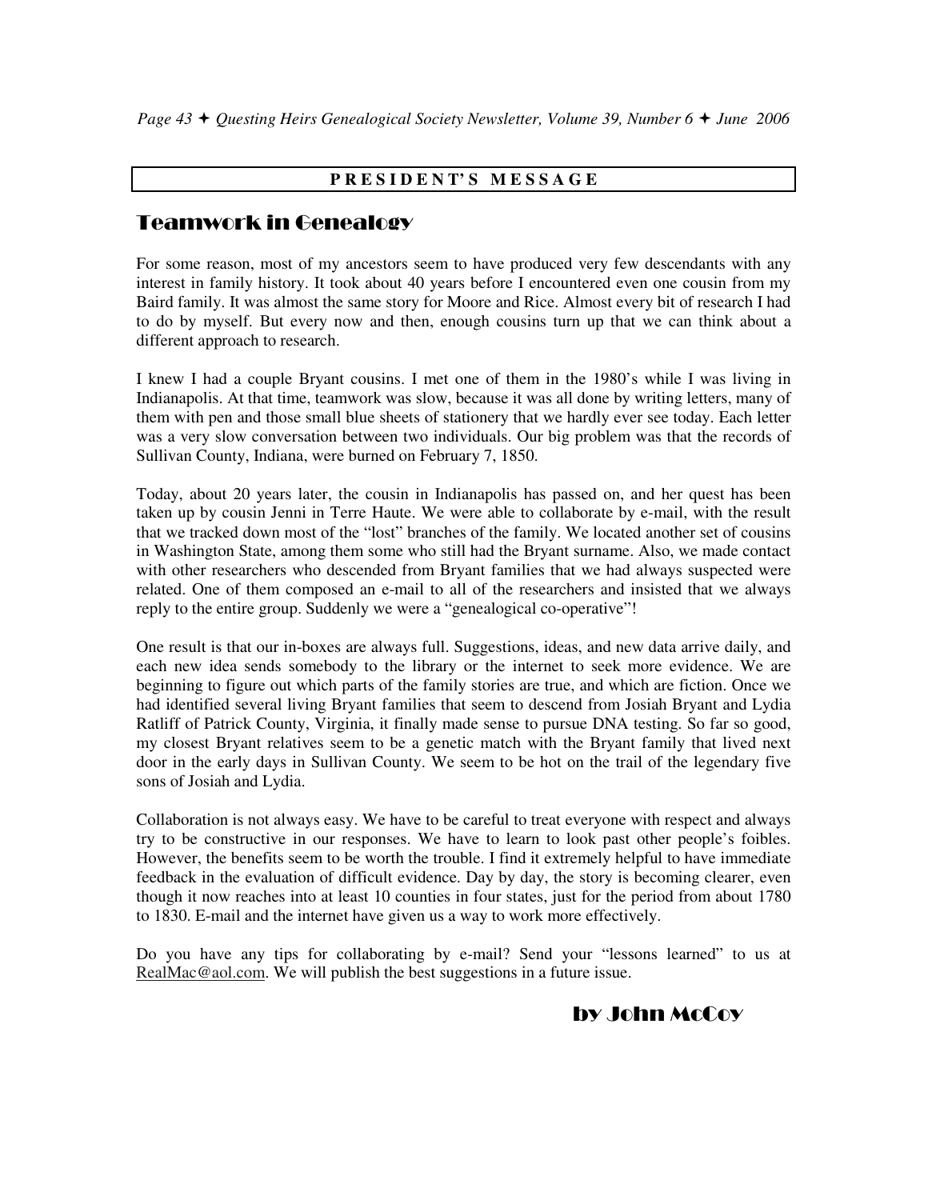## PRESIDENT'S MESSAGE

# Teamwork in Genealogy

For some reason, most of my ancestors seem to have produced very few descendants with any interest in family history. It took about 40 years before I encountered even one cousin from my Baird family. It was almost the same story for Moore and Rice. Almost every bit of research I had to do by myself. But every now and then, enough cousins turn up that we can think about a different approach to research.

I knew I had a couple Bryant cousins. I met one of them in the 1980's while I was living in Indianapolis. At that time, teamwork was slow, because it was all done by writing letters, many of them with pen and those small blue sheets of stationery that we hardly ever see today. Each letter was a very slow conversation between two individuals. Our big problem was that the records of Sullivan County, Indiana, were burned on February 7, 1850.

Today, about 20 years later, the cousin in Indianapolis has passed on, and her quest has been taken up by cousin Jenni in Terre Haute. We were able to collaborate by e-mail, with the result that we tracked down most of the "lost" branches of the family. We located another set of cousins in Washington State, among them some who still had the Bryant surname. Also, we made contact with other researchers who descended from Bryant families that we had always suspected were related. One of them composed an e-mail to all of the researchers and insisted that we always reply to the entire group. Suddenly we were a "genealogical co-operative"!

One result is that our in-boxes are always full. Suggestions, ideas, and new data arrive daily, and each new idea sends somebody to the library or the internet to seek more evidence. We are beginning to figure out which parts of the family stories are true, and which are fiction. Once we had identified several living Bryant families that seem to descend from Josiah Bryant and Lydia Ratliff of Patrick County, Virginia, it finally made sense to pursue DNA testing. So far so good, my closest Bryant relatives seem to be a genetic match with the Bryant family that lived next door in the early days in Sullivan County. We seem to be hot on the trail of the legendary five sons of Josiah and Lydia.

Collaboration is not always easy. We have to be careful to treat everyone with respect and always try to be constructive in our responses. We have to learn to look past other people's foibles. However, the benefits seem to be worth the trouble. I find it extremely helpful to have immediate feedback in the evaluation of difficult evidence. Day by day, the story is becoming clearer, even though it now reaches into at least 10 counties in four states, just for the period from about 1780 to 1830. E-mail and the internet have given us a way to work more effectively.

Do you have any tips for collaborating by e-mail? Send your "lessons learned" to us at RealMac@aol.com. We will publish the best suggestions in a future issue.

by John McCoy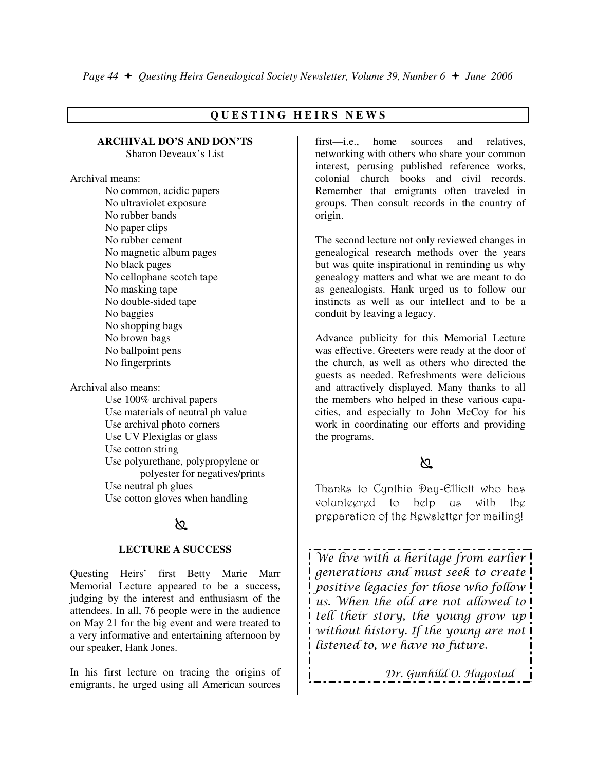## QUESTING HEIRS NEWS

### ARCHIVAL DO'S AND DON'TS

Sharon Deveaux's List

Archival means:

- No common, acidic papers
- No ultraviolet exposure
- No rubber bands
- No paper clips
- No rubber cement
- No magnetic album pages
- No black pages
- No cellophane scotch tape
- No masking tape
- No double-sided tape
- No baggies
- No shopping bags
- No brown bags
- No ballpoint pens
- No fingerprints

Archival also means:

- Use 100% archival papers
- Use materials of neutral ph value
- Use archival photo corners
- Use UV Plexiglas or glass
- Use cotton string
- Use polyurethane, polypropylene or polyester for negatives/prints
- Use neutral ph glues
- Use cotton gloves when handling

### LECTURE A SUCCESS

Questing Heirs' first Betty Marie Marr Memorial Lecture appeared to be a success, judging by the interest and enthusiasm of the attendees. In all, 76 people were in the audience on May 21 for the big event and were treated to a very informative and entertaining afternoon by our speaker, Hank Jones.

In his first lecture on tracing the origins of emigrants, he urged using all American sources first—i.e., home sources and relatives, networking with others who share your common interest, perusing published reference works, colonial church books and civil records. Remember that emigrants often traveled in groups. Then consult records in the country of origin.

The second lecture not only reviewed changes in genealogical research methods over the years but was quite inspirational in reminding us why genealogy matters and what we are meant to do as genealogists. Hank urged us to follow our instincts as well as our intellect and to be a conduit by leaving a legacy.

Advance publicity for this Memorial Lecture was effective. Greeters were ready at the door of the church, as well as others who directed the guests as needed. Refreshments were delicious and attractively displayed. Many thanks to all the members who helped in these various capacities, and especially to John McCoy for his work in coordinating our efforts and providing the programs.

Thanks to Cynthia Day-Elliott who has volunteered to help us with the preparation of the Newsletter for mailing!

*We live with a heritage from earlier generations and must seek to create positive legacies for those who follow us. When the old are not allowed to tell their story, the young grow up without history. If the young are not listened to, we have no future.*

*Dr. Gunhild O. Hagostad*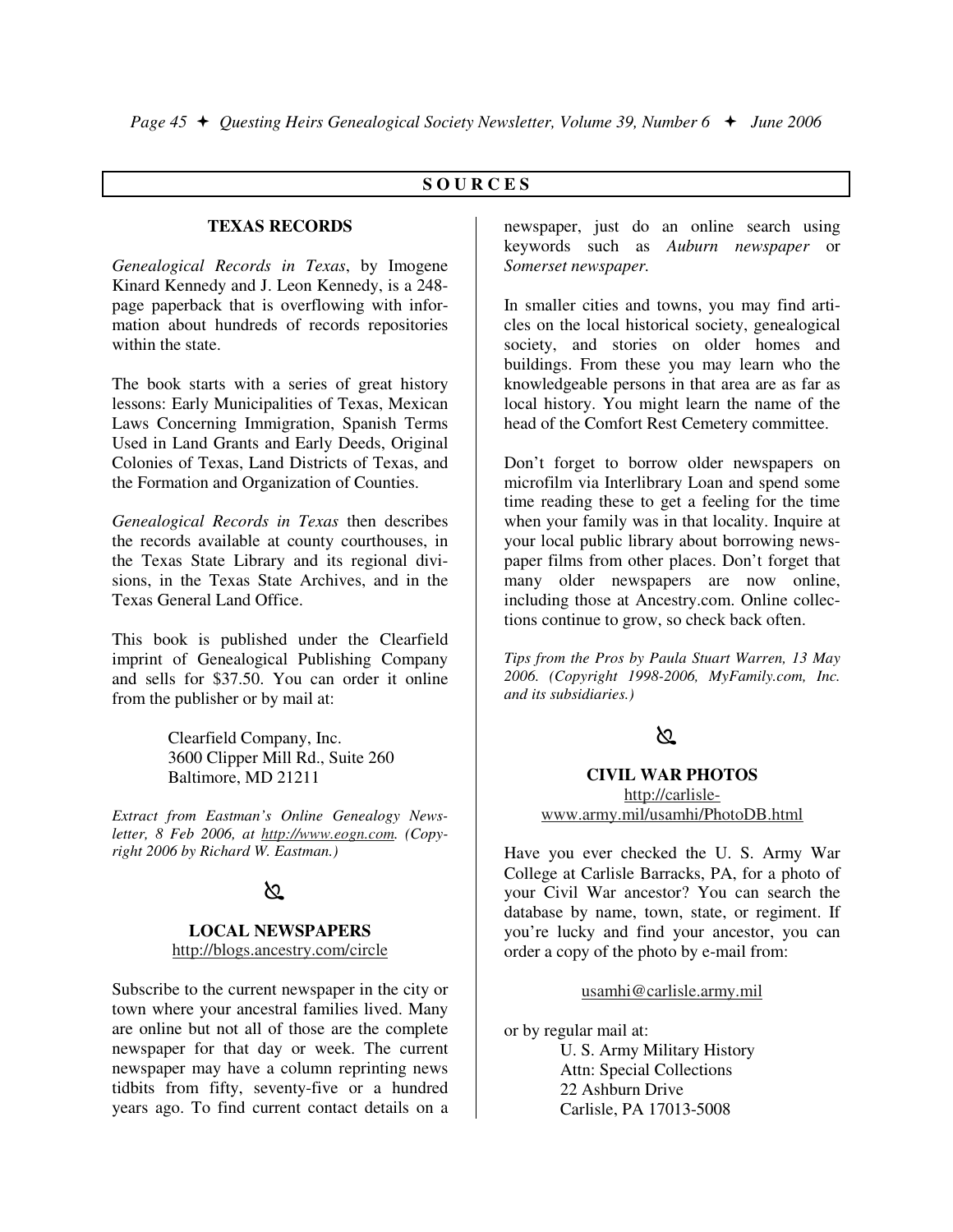## SOURCES

### TEXAS RECORDS

*Genealogical Records in Texas*, by Imogene Kinard Kennedy and J. Leon Kennedy, is a 248-page paperback that is overflowing with information about hundreds of records repositories within the state.

The book starts with a series of great history lessons: Early Municipalities of Texas, Mexican Laws Concerning Immigration, Spanish Terms Used in Land Grants and Early Deeds, Original Colonies of Texas, Land Districts of Texas, and the Formation and Organization of Counties.

*Genealogical Records in Texas* then describes the records available at county courthouses, in the Texas State Library and its regional divisions, in the Texas State Archives, and in the Texas General Land Office.

This book is published under the Clearfield imprint of Genealogical Publishing Company and sells for $37.50. You can order it online from the publisher or by mail at:

> Clearfield Company, Inc.
> 3600 Clipper Mill Rd., Suite 260
> Baltimore, MD 21211

*Extract from Eastman's Online Genealogy Newsletter, 8 Feb 2006, at http://www.eogn.com. (Copyright 2006 by Richard W. Eastman.)*

### LOCAL NEWSPAPERS

http://blogs.ancestry.com/circle

Subscribe to the current newspaper in the city or town where your ancestral families lived. Many are online but not all of those are the complete newspaper for that day or week. The current newspaper may have a column reprinting news tidbits from fifty, seventy-five or a hundred years ago. To find current contact details on a newspaper, just do an online search using keywords such as *Auburn newspaper* or *Somerset newspaper.*

In smaller cities and towns, you may find articles on the local historical society, genealogical society, and stories on older homes and buildings. From these you may learn who the knowledgeable persons in that area are as far as local history. You might learn the name of the head of the Comfort Rest Cemetery committee.

Don't forget to borrow older newspapers on microfilm via Interlibrary Loan and spend some time reading these to get a feeling for the time when your family was in that locality. Inquire at your local public library about borrowing newspaper films from other places. Don't forget that many older newspapers are now online, including those at Ancestry.com. Online collections continue to grow, so check back often.

*Tips from the Pros by Paula Stuart Warren, 13 May 2006. (Copyright 1998-2006, MyFamily.com, Inc. and its subsidiaries.)*

### CIVIL WAR PHOTOS

http://carlisle-www.army.mil/usamhi/PhotoDB.html

Have you ever checked the U. S. Army War College at Carlisle Barracks, PA, for a photo of your Civil War ancestor? You can search the database by name, town, state, or regiment. If you're lucky and find your ancestor, you can order a copy of the photo by e-mail from:

usamhi@carlisle.army.mil

or by regular mail at:

> U. S. Army Military History
> Attn: Special Collections
> 22 Ashburn Drive
> Carlisle, PA 17013-5008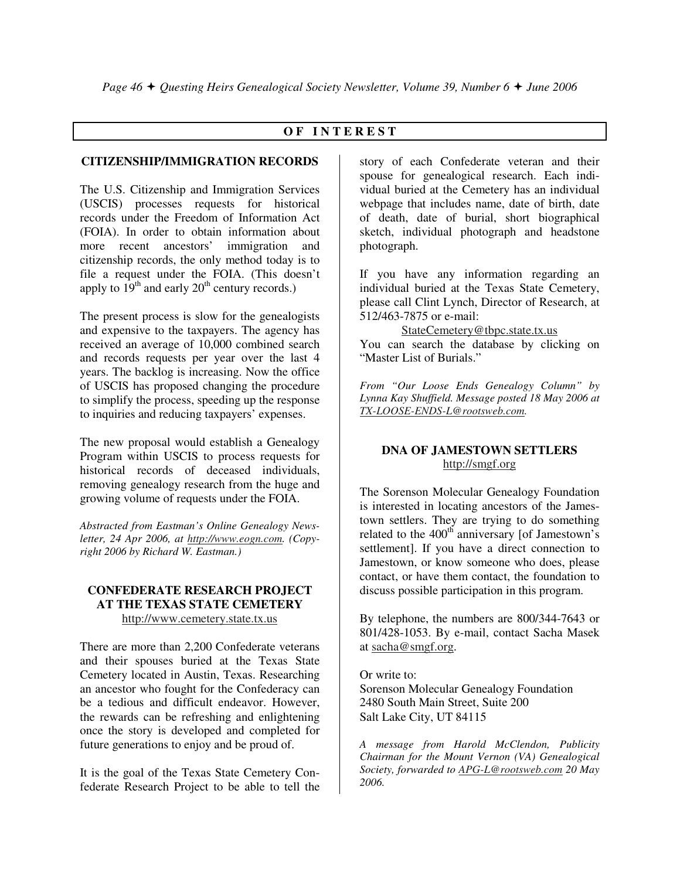## OF INTEREST

### CITIZENSHIP/IMMIGRATION RECORDS

The U.S. Citizenship and Immigration Services (USCIS) processes requests for historical records under the Freedom of Information Act (FOIA). In order to obtain information about more recent ancestors' immigration and citizenship records, the only method today is to file a request under the FOIA. (This doesn't apply to 19th and early 20th century records.)

The present process is slow for the genealogists and expensive to the taxpayers. The agency has received an average of 10,000 combined search and records requests per year over the last 4 years. The backlog is increasing. Now the office of USCIS has proposed changing the procedure to simplify the process, speeding up the response to inquiries and reducing taxpayers' expenses.

The new proposal would establish a Genealogy Program within USCIS to process requests for historical records of deceased individuals, removing genealogy research from the huge and growing volume of requests under the FOIA.

*Abstracted from Eastman's Online Genealogy Newsletter, 24 Apr 2006, at http://www.eogn.com. (Copyright 2006 by Richard W. Eastman.)*

### CONFEDERATE RESEARCH PROJECT AT THE TEXAS STATE CEMETERY

http://www.cemetery.state.tx.us

There are more than 2,200 Confederate veterans and their spouses buried at the Texas State Cemetery located in Austin, Texas. Researching an ancestor who fought for the Confederacy can be a tedious and difficult endeavor. However, the rewards can be refreshing and enlightening once the story is developed and completed for future generations to enjoy and be proud of.

It is the goal of the Texas State Cemetery Confederate Research Project to be able to tell the story of each Confederate veteran and their spouse for genealogical research. Each individual buried at the Cemetery has an individual webpage that includes name, date of birth, date of death, date of burial, short biographical sketch, individual photograph and headstone photograph.

If you have any information regarding an individual buried at the Texas State Cemetery, please call Clint Lynch, Director of Research, at 512/463-7875 or e-mail:

StateCemetery@tbpc.state.tx.us

You can search the database by clicking on "Master List of Burials."

*From "Our Loose Ends Genealogy Column" by Lynna Kay Shuffield. Message posted 18 May 2006 at TX-LOOSE-ENDS-L@rootsweb.com.*

### DNA OF JAMESTOWN SETTLERS

http://smgf.org

The Sorenson Molecular Genealogy Foundation is interested in locating ancestors of the Jamestown settlers. They are trying to do something related to the 400th anniversary [of Jamestown's settlement]. If you have a direct connection to Jamestown, or know someone who does, please contact, or have them contact, the foundation to discuss possible participation in this program.

By telephone, the numbers are 800/344-7643 or 801/428-1053. By e-mail, contact Sacha Masek at sacha@smgf.org.

Or write to:
Sorenson Molecular Genealogy Foundation
2480 South Main Street, Suite 200
Salt Lake City, UT 84115

*A message from Harold McClendon, Publicity Chairman for the Mount Vernon (VA) Genealogical Society, forwarded to APG-L@rootsweb.com 20 May 2006.*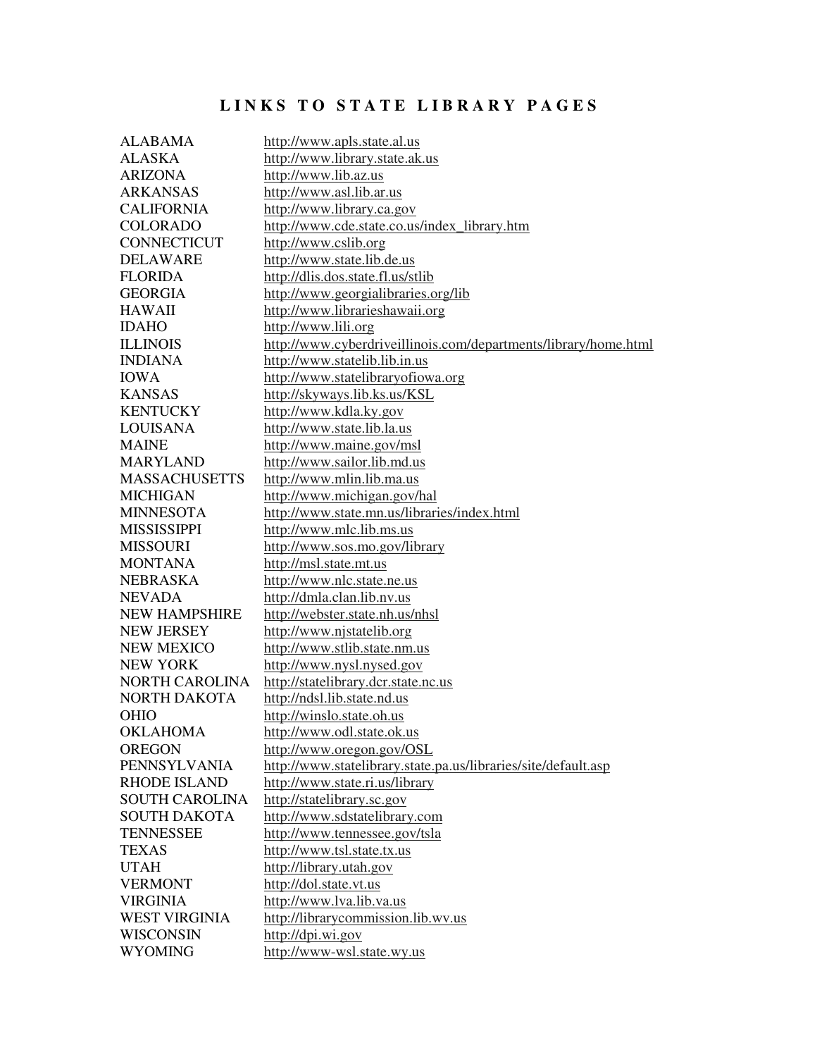# LINKS TO STATE LIBRARY PAGES

| | |
|---|---|
| ALABAMA | http://www.apls.state.al.us |
| ALASKA | http://www.library.state.ak.us |
| ARIZONA | http://www.lib.az.us |
| ARKANSAS | http://www.asl.lib.ar.us |
| CALIFORNIA | http://www.library.ca.gov |
| COLORADO | http://www.cde.state.co.us/index_library.htm |
| CONNECTICUT | http://www.cslib.org |
| DELAWARE | http://www.state.lib.de.us |
| FLORIDA | http://dlis.dos.state.fl.us/stlib |
| GEORGIA | http://www.georgialibraries.org/lib |
| HAWAII | http://www.librarieshawaii.org |
| IDAHO | http://www.lili.org |
| ILLINOIS | http://www.cyberdriveillinois.com/departments/library/home.html |
| INDIANA | http://www.statelib.lib.in.us |
| IOWA | http://www.statelibraryofiowa.org |
| KANSAS | http://skyways.lib.ks.us/KSL |
| KENTUCKY | http://www.kdla.ky.gov |
| LOUISANA | http://www.state.lib.la.us |
| MAINE | http://www.maine.gov/msl |
| MARYLAND | http://www.sailor.lib.md.us |
| MASSACHUSETTS | http://www.mlin.lib.ma.us |
| MICHIGAN | http://www.michigan.gov/hal |
| MINNESOTA | http://www.state.mn.us/libraries/index.html |
| MISSISSIPPI | http://www.mlc.lib.ms.us |
| MISSOURI | http://www.sos.mo.gov/library |
| MONTANA | http://msl.state.mt.us |
| NEBRASKA | http://www.nlc.state.ne.us |
| NEVADA | http://dmla.clan.lib.nv.us |
| NEW HAMPSHIRE | http://webster.state.nh.us/nhsl |
| NEW JERSEY | http://www.njstatelib.org |
| NEW MEXICO | http://www.stlib.state.nm.us |
| NEW YORK | http://www.nysl.nysed.gov |
| NORTH CAROLINA | http://statelibrary.dcr.state.nc.us |
| NORTH DAKOTA | http://ndsl.lib.state.nd.us |
| OHIO | http://winslo.state.oh.us |
| OKLAHOMA | http://www.odl.state.ok.us |
| OREGON | http://www.oregon.gov/OSL |
| PENNSYLVANIA | http://www.statelibrary.state.pa.us/libraries/site/default.asp |
| RHODE ISLAND | http://www.state.ri.us/library |
| SOUTH CAROLINA | http://statelibrary.sc.gov |
| SOUTH DAKOTA | http://www.sdstatelibrary.com |
| TENNESSEE | http://www.tennessee.gov/tsla |
| TEXAS | http://www.tsl.state.tx.us |
| UTAH | http://library.utah.gov |
| VERMONT | http://dol.state.vt.us |
| VIRGINIA | http://www.lva.lib.va.us |
| WEST VIRGINIA | http://librarycommission.lib.wv.us |
| WISCONSIN | http://dpi.wi.gov |
| WYOMING | http://www-wsl.state.wy.us |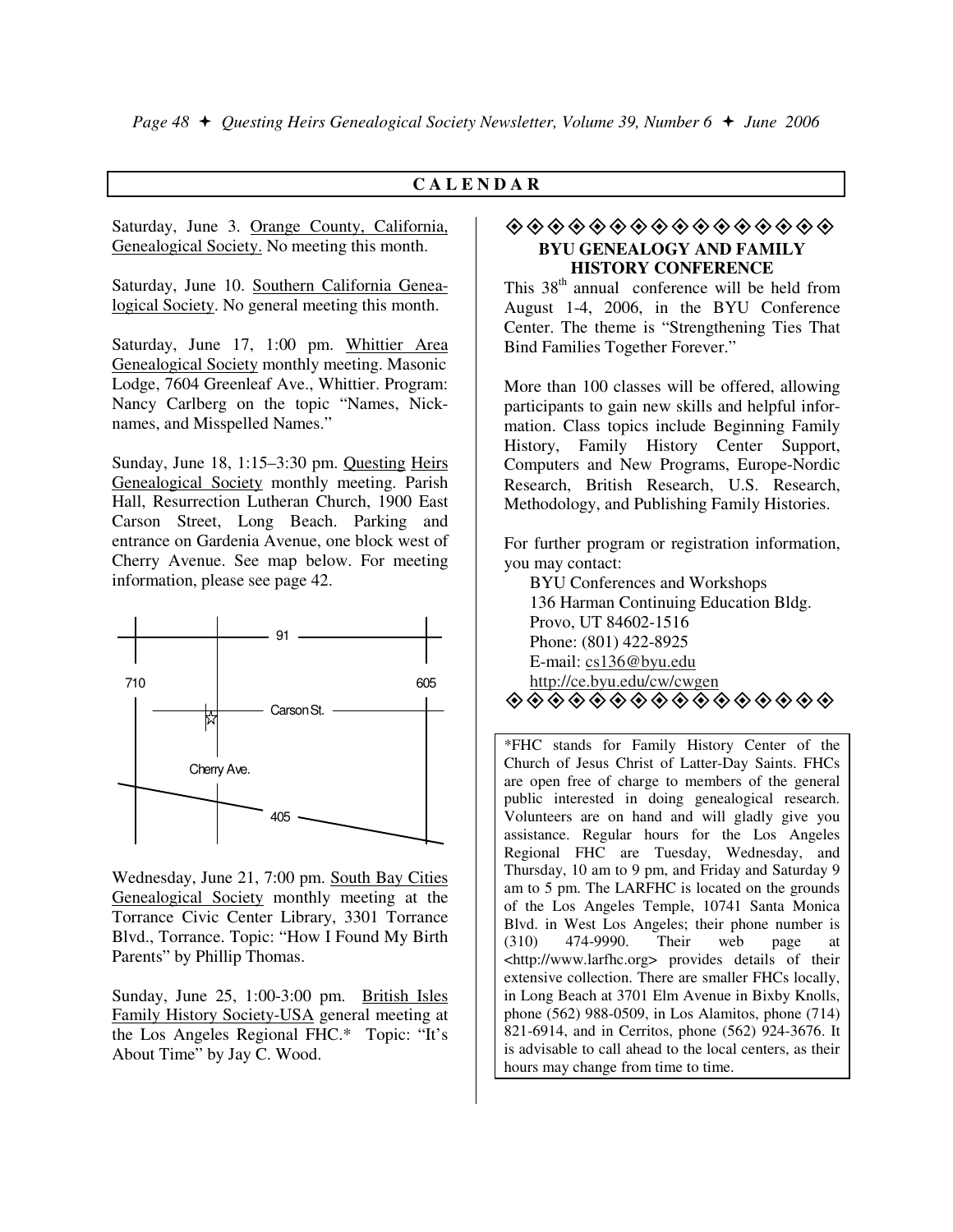## C A L E N D A R

Saturday, June 3. Orange County, California, Genealogical Society. No meeting this month.

Saturday, June 10. Southern California Genealogical Society. No general meeting this month.

Saturday, June 17, 1:00 pm. Whittier Area Genealogical Society monthly meeting. Masonic Lodge, 7604 Greenleaf Ave., Whittier. Program: Nancy Carlberg on the topic "Names, Nicknames, and Misspelled Names."

Sunday, June 18, 1:15–3:30 pm. Questing Heirs Genealogical Society monthly meeting. Parish Hall, Resurrection Lutheran Church, 1900 East Carson Street, Long Beach. Parking and entrance on Gardenia Avenue, one block west of Cherry Avenue. See map below. For meeting information, please see page 42.

91

710

605

Carson St.

Cherry Ave.

405

Wednesday, June 21, 7:00 pm. South Bay Cities Genealogical Society monthly meeting at the Torrance Civic Center Library, 3301 Torrance Blvd., Torrance. Topic: "How I Found My Birth Parents" by Phillip Thomas.

Sunday, June 25, 1:00-3:00 pm. British Isles Family History Society-USA general meeting at the Los Angeles Regional FHC.* Topic: "It's About Time" by Jay C. Wood.

### BYU GENEALOGY AND FAMILY HISTORY CONFERENCE

This 38th annual conference will be held from August 1-4, 2006, in the BYU Conference Center. The theme is "Strengthening Ties That Bind Families Together Forever."

More than 100 classes will be offered, allowing participants to gain new skills and helpful information. Class topics include Beginning Family History, Family History Center Support, Computers and New Programs, Europe-Nordic Research, British Research, U.S. Research, Methodology, and Publishing Family Histories.

For further program or registration information, you may contact:

BYU Conferences and Workshops
136 Harman Continuing Education Bldg.
Provo, UT 84602-1516
Phone: (801) 422-8925
E-mail: cs136@byu.edu
http://ce.byu.edu/cw/cwgen

*FHC stands for Family History Center of the Church of Jesus Christ of Latter-Day Saints. FHCs are open free of charge to members of the general public interested in doing genealogical research. Volunteers are on hand and will gladly give you assistance. Regular hours for the Los Angeles Regional FHC are Tuesday, Wednesday, and Thursday, 10 am to 9 pm, and Friday and Saturday 9 am to 5 pm. The LARFHC is located on the grounds of the Los Angeles Temple, 10741 Santa Monica Blvd. in West Los Angeles; their phone number is (310) 474-9990. Their web page at <http://www.larfhc.org> provides details of their extensive collection. There are smaller FHCs locally, in Long Beach at 3701 Elm Avenue in Bixby Knolls, phone (562) 988-0509, in Los Alamitos, phone (714) 821-6914, and in Cerritos, phone (562) 924-3676. It is advisable to call ahead to the local centers, as their hours may change from time to time.